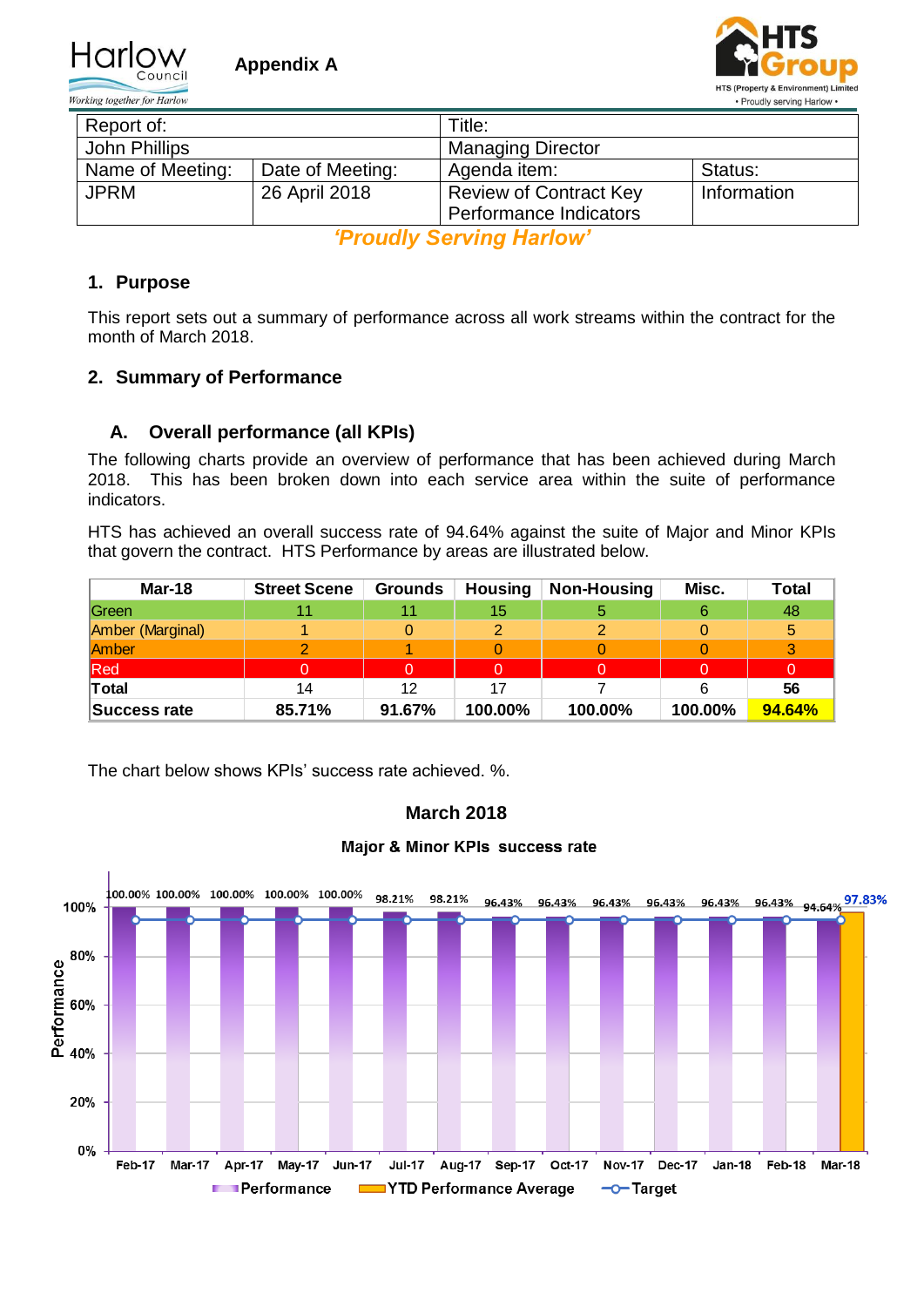Harlow Council — Working together for Harlow

**Appendix A**

HTS Group — HTS (Property & Environment) Limited • Proudly serving Harlow •

| Report of: | | Title: | |
|---|---|---|---|
| John Phillips | | Managing Director | |
| Name of Meeting: | Date of Meeting: | Agenda item: | Status: |
| JPRM | 26 April 2018 | Review of Contract Key Performance Indicators | Information |

***'Proudly Serving Harlow'***

## 1. Purpose

This report sets out a summary of performance across all work streams within the contract for the month of March 2018.

## 2. Summary of Performance

### A. Overall performance (all KPIs)

The following charts provide an overview of performance that has been achieved during March 2018. This has been broken down into each service area within the suite of performance indicators.

HTS has achieved an overall success rate of 94.64% against the suite of Major and Minor KPIs that govern the contract. HTS Performance by areas are illustrated below.

| Mar-18 | Street Scene | Grounds | Housing | Non-Housing | Misc. | Total |
|---|---|---|---|---|---|---|
| Green | 11 | 11 | 15 | 5 | 6 | 48 |
| Amber (Marginal) | 1 | 0 | 2 | 2 | 0 | 5 |
| Amber | 2 | 1 | 0 | 0 | 0 | 3 |
| Red | 0 | 0 | 0 | 0 | 0 | 0 |
| **Total** | 14 | 12 | 17 | 7 | 6 | **56** |
| **Success rate** | **85.71%** | **91.67%** | **100.00%** | **100.00%** | **100.00%** | **94.64%** |

The chart below shows KPIs' success rate achieved. %.

**March 2018**

**Major & Minor KPIs success rate**

| Month | Performance |
|---|---|
| Feb-17 | 100.00% |
| Mar-17 | 100.00% |
| Apr-17 | 100.00% |
| May-17 | 100.00% |
| Jun-17 | 100.00% |
| Jul-17 | 98.21% |
| Aug-17 | 98.21% |
| Sep-17 | 96.43% |
| Oct-17 | 96.43% |
| Nov-17 | 96.43% |
| Dec-17 | 96.43% |
| Jan-18 | 96.43% |
| Feb-18 | 96.43% |
| Mar-18 | 94.64% |
| YTD Performance Average | 97.83% |

Legend: Performance, YTD Performance Average, Target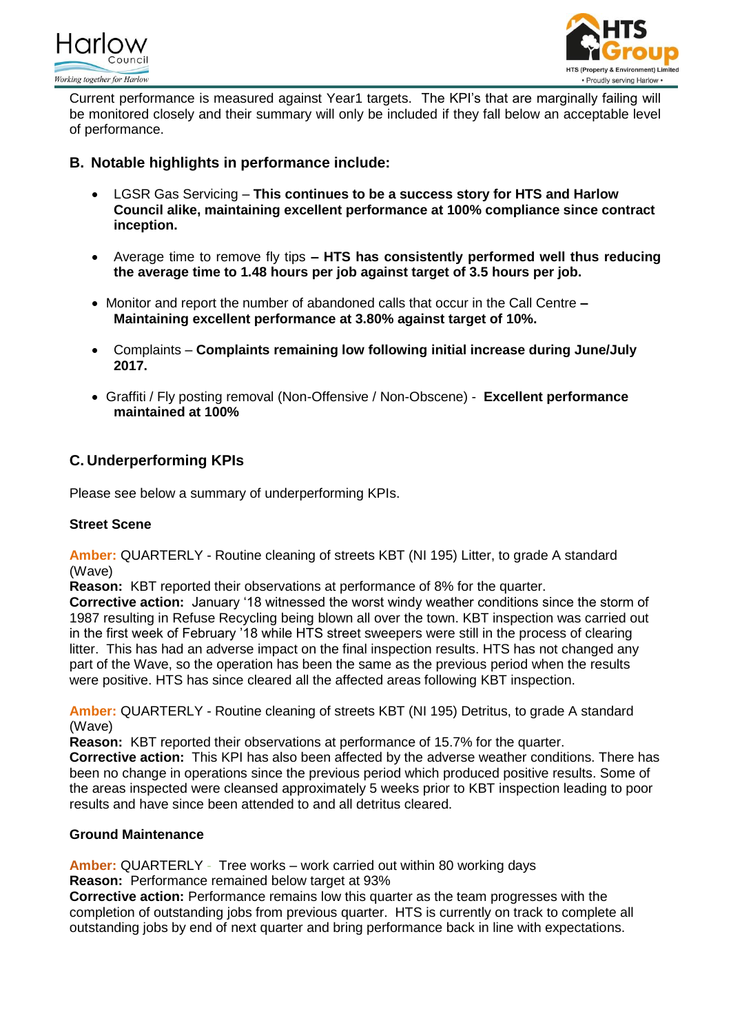Current performance is measured against Year1 targets. The KPI's that are marginally failing will be monitored closely and their summary will only be included if they fall below an acceptable level of performance.

## B. Notable highlights in performance include:

- LGSR Gas Servicing – **This continues to be a success story for HTS and Harlow Council alike, maintaining excellent performance at 100% compliance since contract inception.**
- Average time to remove fly tips **– HTS has consistently performed well thus reducing the average time to 1.48 hours per job against target of 3.5 hours per job.**
- Monitor and report the number of abandoned calls that occur in the Call Centre **– Maintaining excellent performance at 3.80% against target of 10%.**
- Complaints – **Complaints remaining low following initial increase during June/July 2017.**
- Graffiti / Fly posting removal (Non-Offensive / Non-Obscene) - **Excellent performance maintained at 100%**

## C. Underperforming KPIs

Please see below a summary of underperforming KPIs.

### Street Scene

**Amber:** QUARTERLY - Routine cleaning of streets KBT (NI 195) Litter, to grade A standard (Wave)
**Reason:** KBT reported their observations at performance of 8% for the quarter.
**Corrective action:** January '18 witnessed the worst windy weather conditions since the storm of 1987 resulting in Refuse Recycling being blown all over the town. KBT inspection was carried out in the first week of February '18 while HTS street sweepers were still in the process of clearing litter. This has had an adverse impact on the final inspection results. HTS has not changed any part of the Wave, so the operation has been the same as the previous period when the results were positive. HTS has since cleared all the affected areas following KBT inspection.

**Amber:** QUARTERLY - Routine cleaning of streets KBT (NI 195) Detritus, to grade A standard (Wave)
**Reason:** KBT reported their observations at performance of 15.7% for the quarter.
**Corrective action:** This KPI has also been affected by the adverse weather conditions. There has been no change in operations since the previous period which produced positive results. Some of the areas inspected were cleansed approximately 5 weeks prior to KBT inspection leading to poor results and have since been attended to and all detritus cleared.

### Ground Maintenance

**Amber:** QUARTERLY - Tree works – work carried out within 80 working days
**Reason:** Performance remained below target at 93%
**Corrective action:** Performance remains low this quarter as the team progresses with the completion of outstanding jobs from previous quarter. HTS is currently on track to complete all outstanding jobs by end of next quarter and bring performance back in line with expectations.